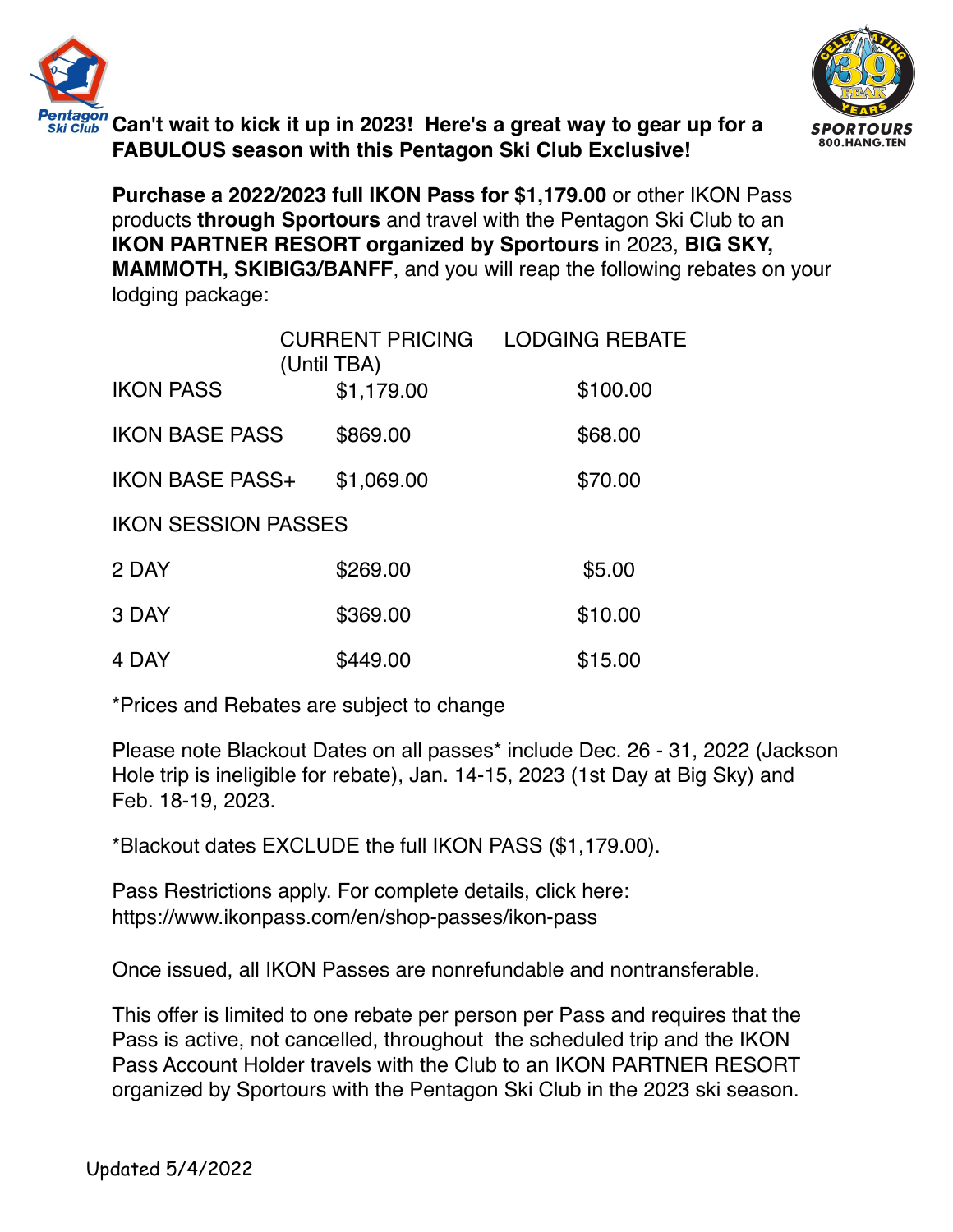**Can't wait to kick it up in 2023! Here's a great way to gear up for a FABULOUS season with this Pentagon Ski Club Exclusive!**

**Purchase a 2022/2023 full IKON Pass for $1,179.00** or other IKON Pass products **through Sportours** and travel with the Pentagon Ski Club to an **IKON PARTNER RESORT organized by Sportours** in 2023, **BIG SKY, MAMMOTH, SKIBIG3/BANFF**, and you will reap the following rebates on your lodging package:

| | CURRENT PRICING (Until TBA) | LODGING REBATE |
|---|---|---|
| IKON PASS | $1,179.00 | $100.00 |
| IKON BASE PASS | $869.00 | $68.00 |
| IKON BASE PASS+ | $1,069.00 | $70.00 |
| IKON SESSION PASSES | | |
| 2 DAY | $269.00 | $5.00 |
| 3 DAY | $369.00 | $10.00 |
| 4 DAY | $449.00 | $15.00 |

*Prices and Rebates are subject to change

Please note Blackout Dates on all passes* include Dec. 26 - 31, 2022 (Jackson Hole trip is ineligible for rebate), Jan. 14-15, 2023 (1st Day at Big Sky) and Feb. 18-19, 2023.

*Blackout dates EXCLUDE the full IKON PASS ($1,179.00).

Pass Restrictions apply. For complete details, click here: https://www.ikonpass.com/en/shop-passes/ikon-pass

Once issued, all IKON Passes are nonrefundable and nontransferable.

This offer is limited to one rebate per person per Pass and requires that the Pass is active, not cancelled, throughout the scheduled trip and the IKON Pass Account Holder travels with the Club to an IKON PARTNER RESORT organized by Sportours with the Pentagon Ski Club in the 2023 ski season.

Updated 5/4/2022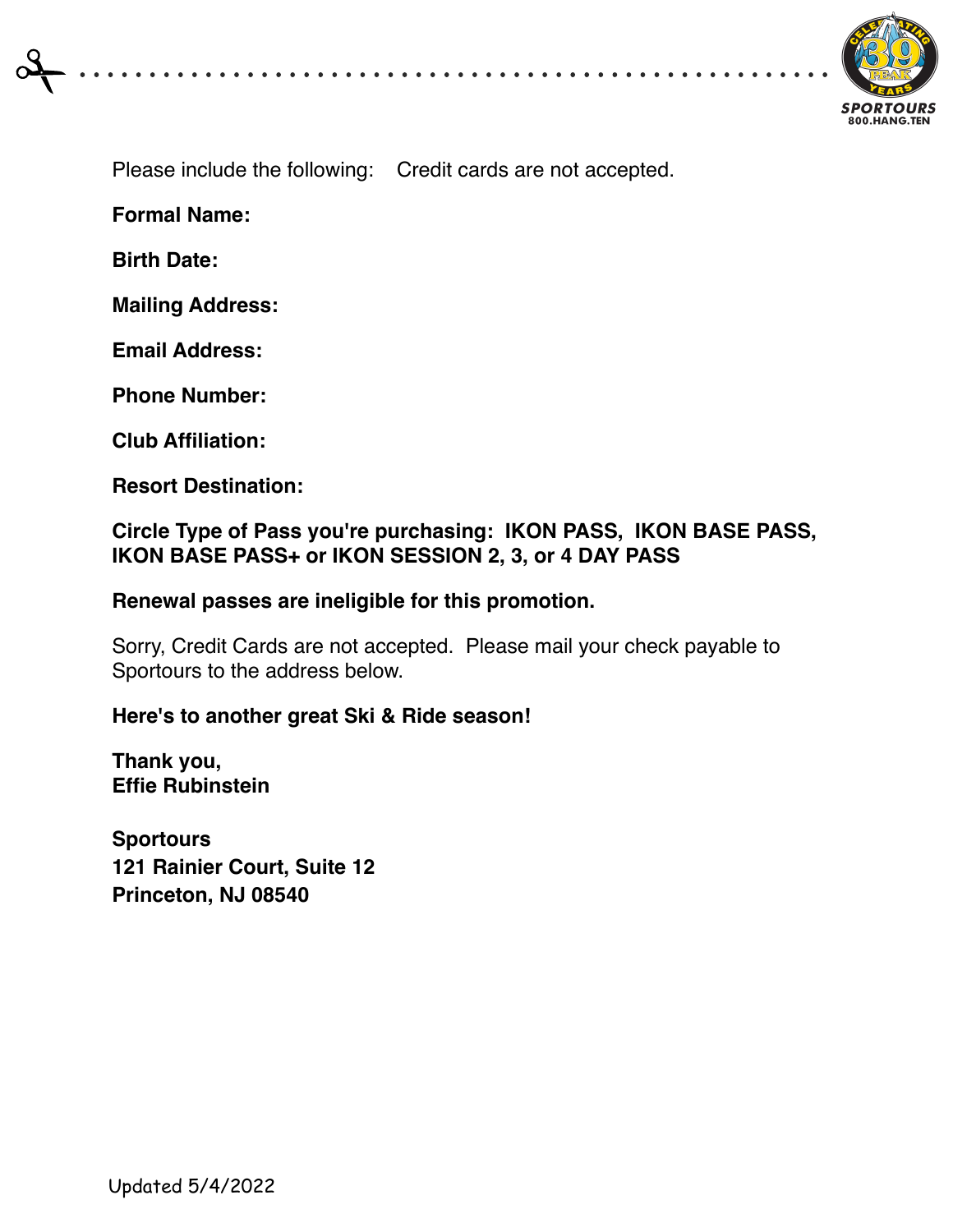Please include the following: Credit cards are not accepted.

**Formal Name:**

**Birth Date:**

**Mailing Address:**

**Email Address:**

**Phone Number:**

**Club Affiliation:**

**Resort Destination:**

**Circle Type of Pass you're purchasing: IKON PASS, IKON BASE PASS, IKON BASE PASS+ or IKON SESSION 2, 3, or 4 DAY PASS**

**Renewal passes are ineligible for this promotion.**

Sorry, Credit Cards are not accepted. Please mail your check payable to Sportours to the address below.

**Here's to another great Ski & Ride season!**

**Thank you,**
**Effie Rubinstein**

**Sportours**
**121 Rainier Court, Suite 12**
**Princeton, NJ 08540**

Updated 5/4/2022